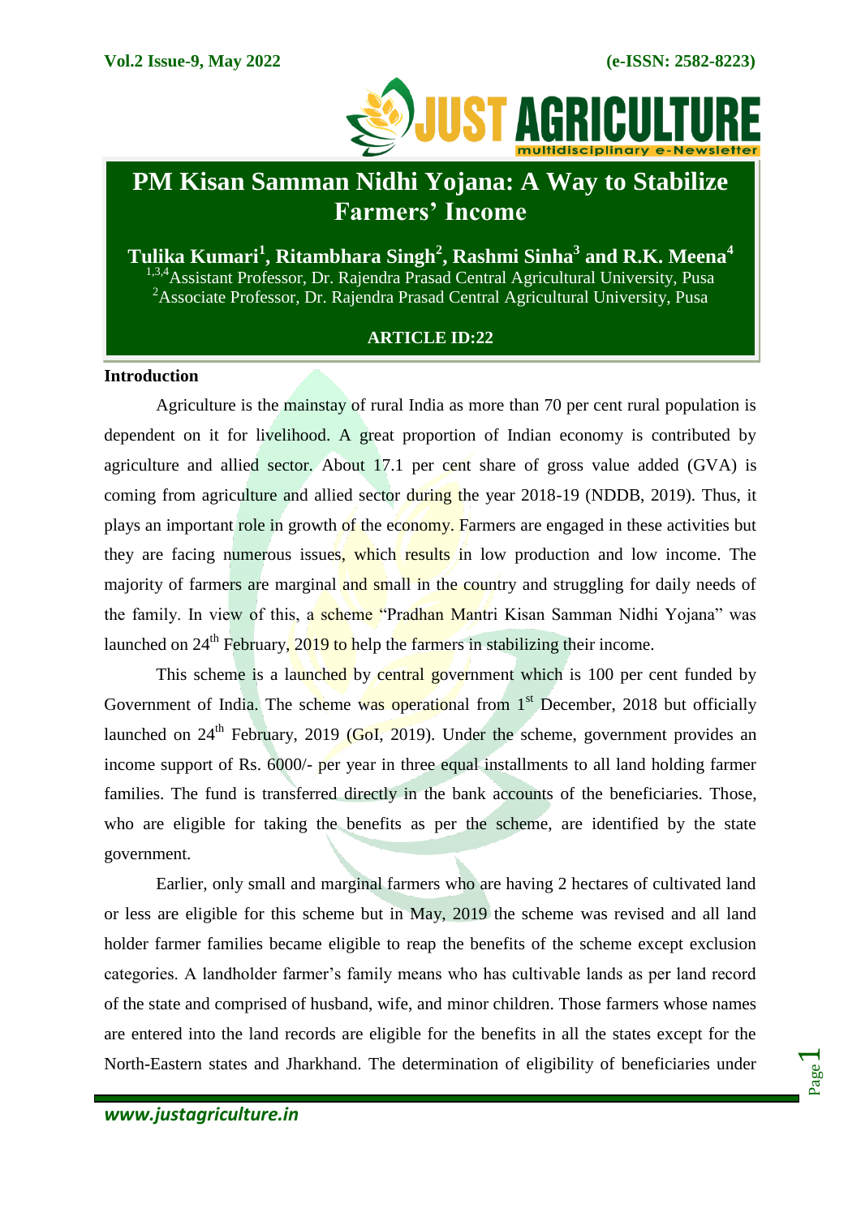# PM Kisan Samman Nidhi Yojana: A Way to Stabilize Farmers' Income

**Tulika Kumari[1], Ritambhara Singh[2], Rashmi Sinha[3] and R.K. Meena[4]**

[1,3,4]Assistant Professor, Dr. Rajendra Prasad Central Agricultural University, Pusa

[2]Associate Professor, Dr. Rajendra Prasad Central Agricultural University, Pusa

**ARTICLE ID:22**

## Introduction

Agriculture is the mainstay of rural India as more than 70 per cent rural population is dependent on it for livelihood. A great proportion of Indian economy is contributed by agriculture and allied sector. About 17.1 per cent share of gross value added (GVA) is coming from agriculture and allied sector during the year 2018-19 (NDDB, 2019). Thus, it plays an important role in growth of the economy. Farmers are engaged in these activities but they are facing numerous issues, which results in low production and low income. The majority of farmers are marginal and small in the country and struggling for daily needs of the family. In view of this, a scheme "Pradhan Mantri Kisan Samman Nidhi Yojana" was launched on 24th February, 2019 to help the farmers in stabilizing their income.

This scheme is a launched by central government which is 100 per cent funded by Government of India. The scheme was operational from 1st December, 2018 but officially launched on 24th February, 2019 (GoI, 2019). Under the scheme, government provides an income support of Rs. 6000/- per year in three equal installments to all land holding farmer families. The fund is transferred directly in the bank accounts of the beneficiaries. Those, who are eligible for taking the benefits as per the scheme, are identified by the state government.

Earlier, only small and marginal farmers who are having 2 hectares of cultivated land or less are eligible for this scheme but in May, 2019 the scheme was revised and all land holder farmer families became eligible to reap the benefits of the scheme except exclusion categories. A landholder farmer's family means who has cultivable lands as per land record of the state and comprised of husband, wife, and minor children. Those farmers whose names are entered into the land records are eligible for the benefits in all the states except for the North-Eastern states and Jharkhand. The determination of eligibility of beneficiaries under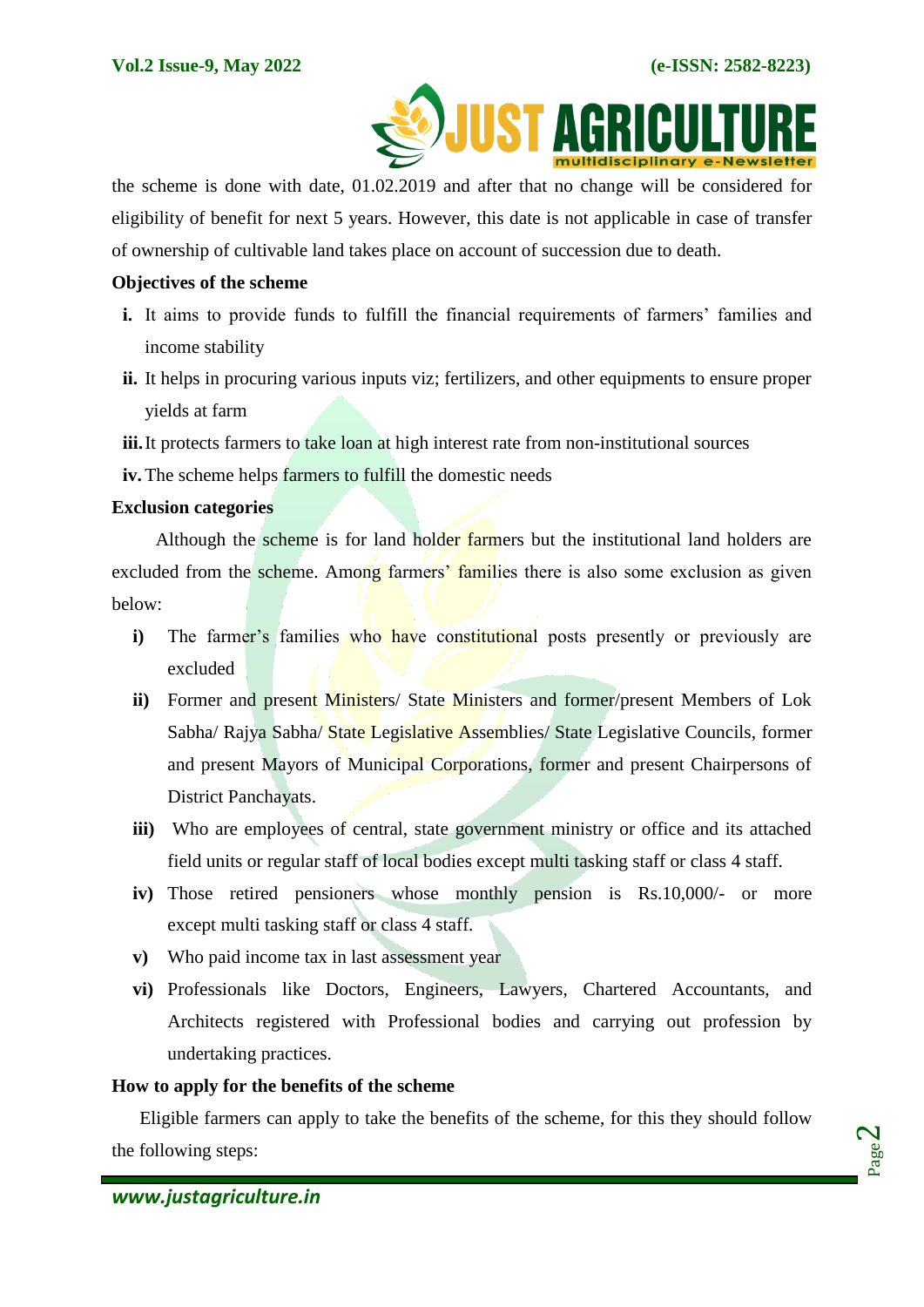the scheme is done with date, 01.02.2019 and after that no change will be considered for eligibility of benefit for next 5 years. However, this date is not applicable in case of transfer of ownership of cultivable land takes place on account of succession due to death.

**Objectives of the scheme**

- **i.** It aims to provide funds to fulfill the financial requirements of farmers' families and income stability
- **ii.** It helps in procuring various inputs viz; fertilizers, and other equipments to ensure proper yields at farm
- **iii.** It protects farmers to take loan at high interest rate from non-institutional sources
- **iv.** The scheme helps farmers to fulfill the domestic needs

**Exclusion categories**

Although the scheme is for land holder farmers but the institutional land holders are excluded from the scheme. Among farmers' families there is also some exclusion as given below:

- **i)** The farmer's families who have constitutional posts presently or previously are excluded
- **ii)** Former and present Ministers/ State Ministers and former/present Members of Lok Sabha/ Rajya Sabha/ State Legislative Assemblies/ State Legislative Councils, former and present Mayors of Municipal Corporations, former and present Chairpersons of District Panchayats.
- **iii)** Who are employees of central, state government ministry or office and its attached field units or regular staff of local bodies except multi tasking staff or class 4 staff.
- **iv)** Those retired pensioners whose monthly pension is Rs.10,000/- or more except multi tasking staff or class 4 staff.
- **v)** Who paid income tax in last assessment year
- **vi)** Professionals like Doctors, Engineers, Lawyers, Chartered Accountants, and Architects registered with Professional bodies and carrying out profession by undertaking practices.

**How to apply for the benefits of the scheme**

Eligible farmers can apply to take the benefits of the scheme, for this they should follow the following steps: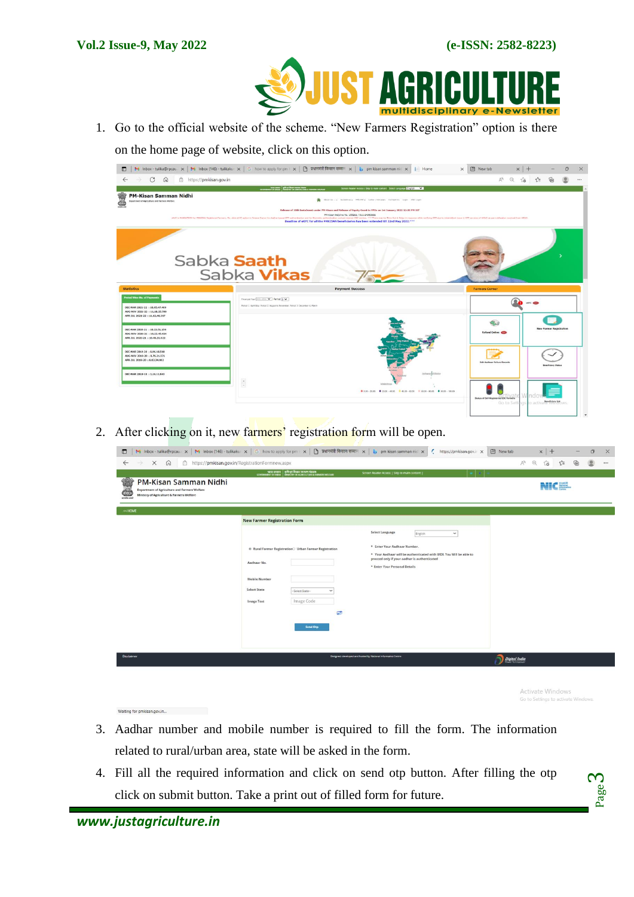1. Go to the official website of the scheme. "New Farmers Registration" option is there on the home page of website, click on this option.

2. After clicking on it, new farmers' registration form will be open.

3. Aadhar number and mobile number is required to fill the form. The information related to rural/urban area, state will be asked in the form.

4. Fill all the required information and click on send otp button. After filling the otp click on submit button. Take a print out of filled form for future.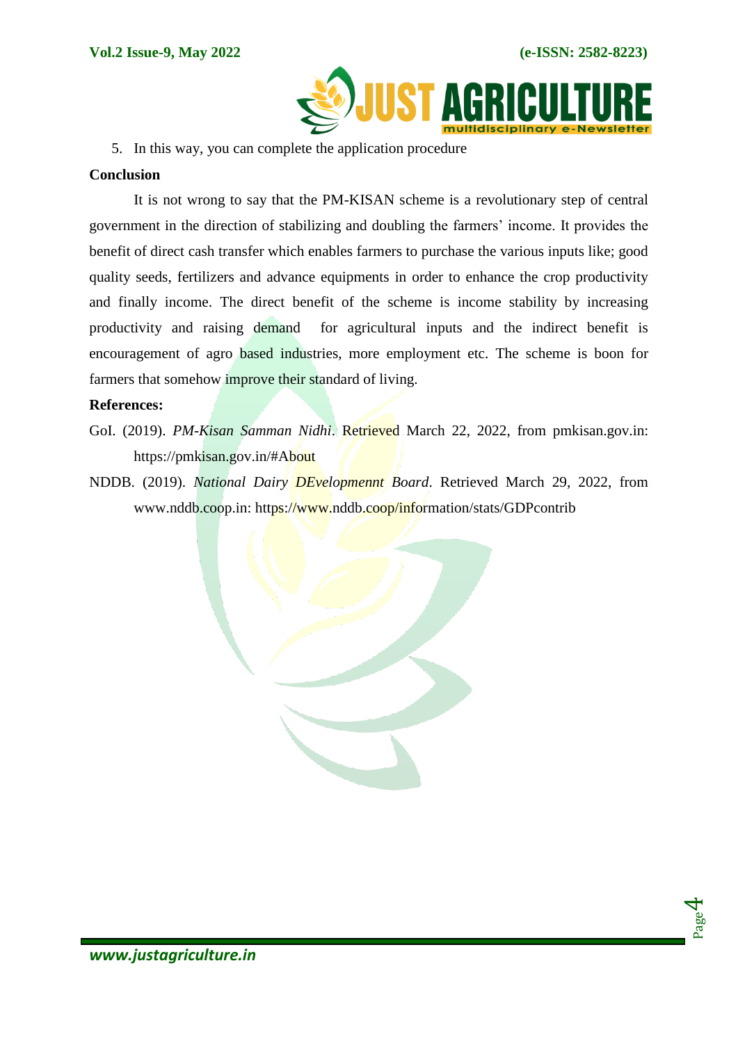5. In this way, you can complete the application procedure

**Conclusion**

It is not wrong to say that the PM-KISAN scheme is a revolutionary step of central government in the direction of stabilizing and doubling the farmers' income. It provides the benefit of direct cash transfer which enables farmers to purchase the various inputs like; good quality seeds, fertilizers and advance equipments in order to enhance the crop productivity and finally income. The direct benefit of the scheme is income stability by increasing productivity and raising demand for agricultural inputs and the indirect benefit is encouragement of agro based industries, more employment etc. The scheme is boon for farmers that somehow improve their standard of living.

**References:**

GoI. (2019). *PM-Kisan Samman Nidhi*. Retrieved March 22, 2022, from pmkisan.gov.in: https://pmkisan.gov.in/#About

NDDB. (2019). *National Dairy DEvelopmennt Board*. Retrieved March 29, 2022, from www.nddb.coop.in: https://www.nddb.coop/information/stats/GDPcontrib